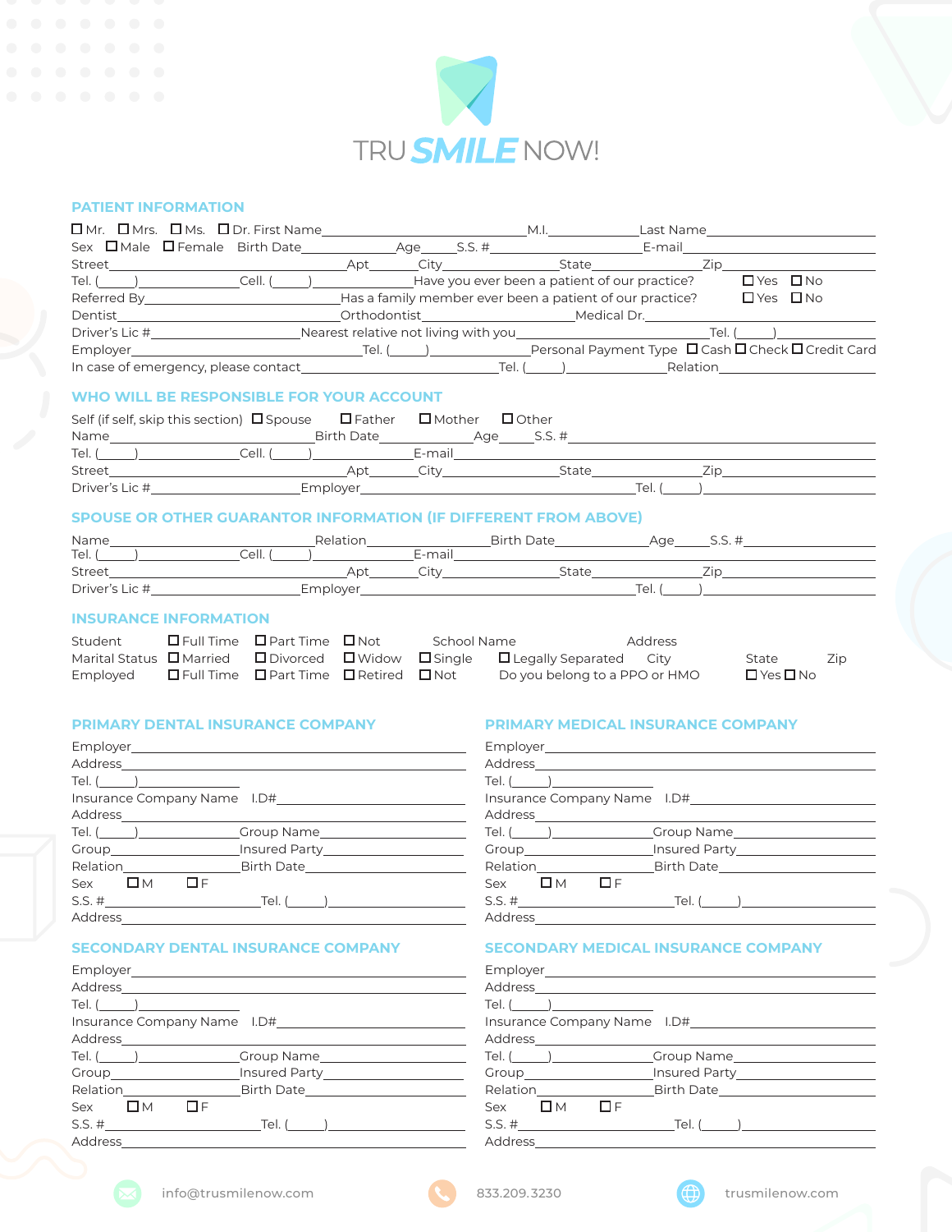# TRU SMILE NOW!

## PATIENT INFORMATION

☐ Mr. ☐ Mrs. ☐ Ms. ☐ Dr. First Name________________ M.I.________ Last Name________________

Sex ☐ Male ☐ Female Birth Date____________ Age____ S.S. #________________ E-mail________________

Street________________ Apt______ City____________ State____________ Zip____________

Tel. (_____)____________ Cell. (_____)____________ Have you ever been a patient of our practice? ☐ Yes ☐ No

Referred By________________ Has a family member ever been a patient of our practice? ☐ Yes ☐ No

Dentist________________ Orthodontist________________ Medical Dr.________________

Driver's Lic #________________ Nearest relative not living with you________________ Tel. (_____)____________

Employer________________ Tel. (_____)____________ Personal Payment Type ☐ Cash ☐ Check ☐ Credit Card

In case of emergency, please contact________________ Tel. (_____)____________ Relation________________

## WHO WILL BE RESPONSIBLE FOR YOUR ACCOUNT

Self (if self, skip this section) ☐ Spouse ☐ Father ☐ Mother ☐ Other

Name________________ Birth Date____________ Age____ S.S. #________________

Tel. (_____)____________ Cell. (_____)____________ E-mail________________

Street________________ Apt______ City____________ State____________ Zip____________

Driver's Lic #________________ Employer________________ Tel. (_____)____________

## SPOUSE OR OTHER GUARANTOR INFORMATION (IF DIFFERENT FROM ABOVE)

Name________________ Relation________________ Birth Date____________ Age____ S.S. #____________

Tel. (_____)____________ Cell. (_____)____________ E-mail________________

Street________________ Apt______ City____________ State____________ Zip____________

Driver's Lic #________________ Employer________________ Tel. (_____)____________

## INSURANCE INFORMATION

Student ☐ Full Time ☐ Part Time ☐ Not School Name Address

Marital Status ☐ Married ☐ Divorced ☐ Widow ☐ Single ☐ Legally Separated City State Zip

Employed ☐ Full Time ☐ Part Time ☐ Retired ☐ Not Do you belong to a PPO or HMO ☐ Yes ☐ No

## PRIMARY DENTAL INSURANCE COMPANY

Employer________________

Address________________

Tel. (_____)____________

Insurance Company Name I.D#________________

Address________________

Tel. (_____)____________ Group Name________________

Group____________ Insured Party________________

Relation____________ Birth Date________________

Sex ☐ M ☐ F

S.S. #________________ Tel. (_____)____________

Address________________

## PRIMARY MEDICAL INSURANCE COMPANY

Employer________________

Address________________

Tel. (_____)____________

Insurance Company Name I.D#________________

Address________________

Tel. (_____)____________ Group Name________________

Group____________ Insured Party________________

Relation____________ Birth Date________________

Sex ☐ M ☐ F

S.S. #________________ Tel. (_____)____________

Address________________

## SECONDARY DENTAL INSURANCE COMPANY

Employer________________

Address________________

Tel. (_____)____________

Insurance Company Name I.D#________________

Address________________

Tel. (_____)____________ Group Name________________

Group____________ Insured Party________________

Relation____________ Birth Date________________

Sex ☐ M ☐ F

S.S. #________________ Tel. (_____)____________

Address________________

## SECONDARY MEDICAL INSURANCE COMPANY

Employer________________

Address________________

Tel. (_____)____________

Insurance Company Name I.D#________________

Address________________

Tel. (_____)____________ Group Name________________

Group____________ Insured Party________________

Relation____________ Birth Date________________

Sex ☐ M ☐ F

S.S. #________________ Tel. (_____)____________

Address________________

info@trusmilenow.com 833.209.3230 trusmilenow.com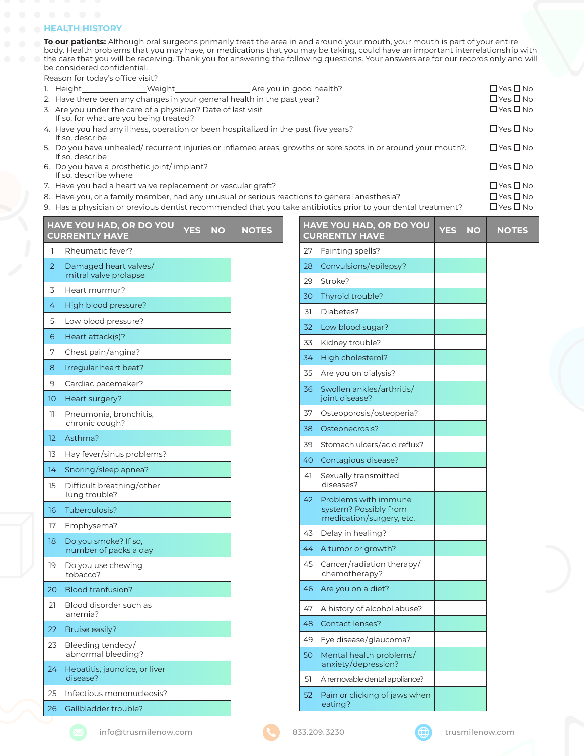## HEALTH HISTORY

**To our patients:** Although oral surgeons primarily treat the area in and around your mouth, your mouth is part of your entire body. Health problems that you may have, or medications that you may be taking, could have an important interrelationship with the care that you will be receiving. Thank you for answering the following questions. Your answers are for our records only and will be considered confidential.

Reason for today's office visit?_______________

1. Height__________Weight__________ Are you in good health? ☐ Yes ☐ No
2. Have there been any changes in your general health in the past year? ☐ Yes ☐ No
3. Are you under the care of a physician? Date of last visit ☐ Yes ☐ No
   If so, for what are you being treated?
4. Have you had any illness, operation or been hospitalized in the past five years? ☐ Yes ☐ No
   If so, describe
5. Do you have unhealed/ recurrent injuries or inflamed areas, growths or sore spots in or around your mouth?. ☐ Yes ☐ No
   If so, describe
6. Do you have a prosthetic joint/ implant? ☐ Yes ☐ No
   If so, describe where
7. Have you had a heart valve replacement or vascular graft? ☐ Yes ☐ No
8. Have you, or a family member, had any unusual or serious reactions to general anesthesia? ☐ Yes ☐ No
9. Has a physician or previous dentist recommended that you take antibiotics prior to your dental treatment? ☐ Yes ☐ No

| # | HAVE YOU HAD, OR DO YOU CURRENTLY HAVE | YES | NO | NOTES |
|---|---|---|---|---|
| 1 | Rheumatic fever? | | | |
| 2 | Damaged heart valves/ mitral valve prolapse | | | |
| 3 | Heart murmur? | | | |
| 4 | High blood pressure? | | | |
| 5 | Low blood pressure? | | | |
| 6 | Heart attack(s)? | | | |
| 7 | Chest pain/angina? | | | |
| 8 | Irregular heart beat? | | | |
| 9 | Cardiac pacemaker? | | | |
| 10 | Heart surgery? | | | |
| 11 | Pneumonia, bronchitis, chronic cough? | | | |
| 12 | Asthma? | | | |
| 13 | Hay fever/sinus problems? | | | |
| 14 | Snoring/sleep apnea? | | | |
| 15 | Difficult breathing/other lung trouble? | | | |
| 16 | Tuberculosis? | | | |
| 17 | Emphysema? | | | |
| 18 | Do you smoke? If so, number of packs a day _____ | | | |
| 19 | Do you use chewing tobacco? | | | |
| 20 | Blood tranfusion? | | | |
| 21 | Blood disorder such as anemia? | | | |
| 22 | Bruise easily? | | | |
| 23 | Bleeding tendecy/ abnormal bleeding? | | | |
| 24 | Hepatitis, jaundice, or liver disease? | | | |
| 25 | Infectious mononucleosis? | | | |
| 26 | Gallbladder trouble? | | | |

| # | HAVE YOU HAD, OR DO YOU CURRENTLY HAVE | YES | NO | NOTES |
|---|---|---|---|---|
| 27 | Fainting spells? | | | |
| 28 | Convulsions/epilepsy? | | | |
| 29 | Stroke? | | | |
| 30 | Thyroid trouble? | | | |
| 31 | Diabetes? | | | |
| 32 | Low blood sugar? | | | |
| 33 | Kidney trouble? | | | |
| 34 | High cholesterol? | | | |
| 35 | Are you on dialysis? | | | |
| 36 | Swollen ankles/arthritis/ joint disease? | | | |
| 37 | Osteoporosis/osteopenia? | | | |
| 38 | Osteonecrosis? | | | |
| 39 | Stomach ulcers/acid reflux? | | | |
| 40 | Contagious disease? | | | |
| 41 | Sexually transmitted diseases? | | | |
| 42 | Problems with immune system? Possibly from medication/surgery, etc. | | | |
| 43 | Delay in healing? | | | |
| 44 | A tumor or growth? | | | |
| 45 | Cancer/radiation therapy/ chemotherapy? | | | |
| 46 | Are you on a diet? | | | |
| 47 | A history of alcohol abuse? | | | |
| 48 | Contact lenses? | | | |
| 49 | Eye disease/glaucoma? | | | |
| 50 | Mental health problems/ anxiety/depression? | | | |
| 51 | A removable dental appliance? | | | |
| 52 | Pain or clicking of jaws when eating? | | | |

info@trusmilenow.com 833.209.3230 trusmilenow.com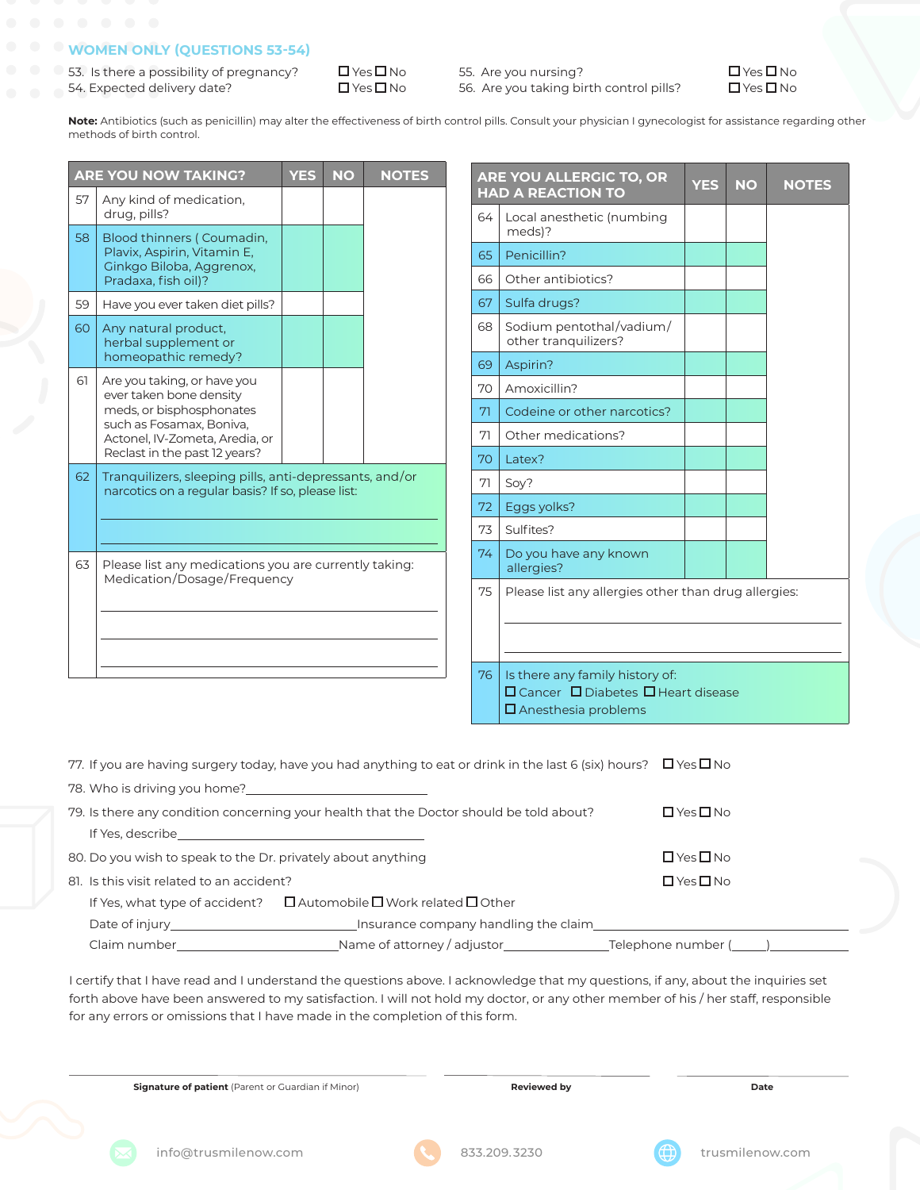## WOMEN ONLY (QUESTIONS 53-54)

53. Is there a possibility of pregnancy? ☐ Yes ☐ No
54. Expected delivery date? ☐ Yes ☐ No
55. Are you nursing? ☐ Yes ☐ No
56. Are you taking birth control pills? ☐ Yes ☐ No

**Note:** Antibiotics (such as penicillin) may alter the effectiveness of birth control pills. Consult your physician I gynecologist for assistance regarding other methods of birth control.

| | ARE YOU NOW TAKING? | YES | NO | NOTES |
|---|---|---|---|---|
| 57 | Any kind of medication, drug, pills? | | | |
| 58 | Blood thinners ( Coumadin, Plavix, Aspirin, Vitamin E, Ginkgo Biloba, Aggrenox, Pradaxa, fish oil)? | | | |
| 59 | Have you ever taken diet pills? | | | |
| 60 | Any natural product, herbal supplement or homeopathic remedy? | | | |
| 61 | Are you taking, or have you ever taken bone density meds, or bisphosphonates such as Fosamax, Boniva, Actonel, IV-Zometa, Aredia, or Reclast in the past 12 years? | | | |
| 62 | Tranquilizers, sleeping pills, anti-depressants, and/or narcotics on a regular basis? If so, please list: | | | |
| 63 | Please list any medications you are currently taking: Medication/Dosage/Frequency | | | |

| | ARE YOU ALLERGIC TO, OR HAD A REACTION TO | YES | NO | NOTES |
|---|---|---|---|---|
| 64 | Local anesthetic (numbing meds)? | | | |
| 65 | Penicillin? | | | |
| 66 | Other antibiotics? | | | |
| 67 | Sulfa drugs? | | | |
| 68 | Sodium pentothal/vadium/ other tranquilizers? | | | |
| 69 | Aspirin? | | | |
| 70 | Amoxicillin? | | | |
| 71 | Codeine or other narcotics? | | | |
| 71 | Other medications? | | | |
| 70 | Latex? | | | |
| 71 | Soy? | | | |
| 72 | Eggs yolks? | | | |
| 73 | Sulfites? | | | |
| 74 | Do you have any known allergies? | | | |
| 75 | Please list any allergies other than drug allergies: | | | |
| 76 | Is there any family history of: ☐ Cancer ☐ Diabetes ☐ Heart disease ☐ Anesthesia problems | | | |

77. If you are having surgery today, have you had anything to eat or drink in the last 6 (six) hours? ☐ Yes ☐ No
78. Who is driving you home?________________________
79. Is there any condition concerning your health that the Doctor should be told about? ☐ Yes ☐ No
    If Yes, describe________________________
80. Do you wish to speak to the Dr. privately about anything ☐ Yes ☐ No
81. Is this visit related to an accident? ☐ Yes ☐ No
    If Yes, what type of accident? ☐ Automobile ☐ Work related ☐ Other
    Date of injury________________ Insurance company handling the claim________________
    Claim number________________ Name of attorney / adjustor________________ Telephone number (____)________

I certify that I have read and I understand the questions above. I acknowledge that my questions, if any, about the inquiries set forth above have been answered to my satisfaction. I will not hold my doctor, or any other member of his / her staff, responsible for any errors or omissions that I have made in the completion of this form.

________________________ ________________________ ________________________
**Signature of patient** (Parent or Guardian if Minor) **Reviewed by** **Date**

info@trusmilenow.com 833.209.3230 trusmilenow.com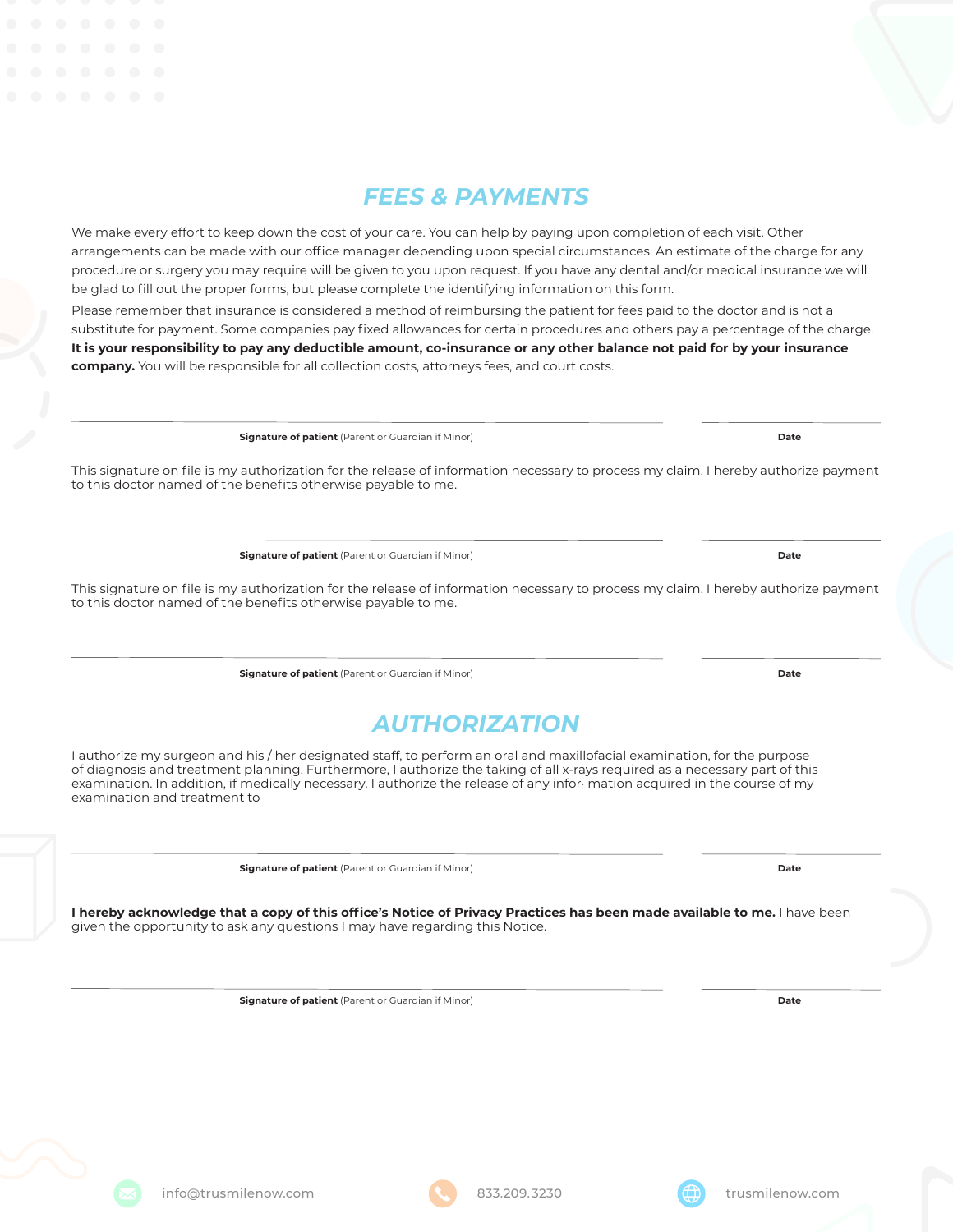## FEES & PAYMENTS

We make every effort to keep down the cost of your care. You can help by paying upon completion of each visit. Other arrangements can be made with our office manager depending upon special circumstances. An estimate of the charge for any procedure or surgery you may require will be given to you upon request. If you have any dental and/or medical insurance we will be glad to fill out the proper forms, but please complete the identifying information on this form.

Please remember that insurance is considered a method of reimbursing the patient for fees paid to the doctor and is not a substitute for payment. Some companies pay fixed allowances for certain procedures and others pay a percentage of the charge. **It is your responsibility to pay any deductible amount, co-insurance or any other balance not paid for by your insurance company.** You will be responsible for all collection costs, attorneys fees, and court costs.

______________________________ ______________

**Signature of patient** (Parent or Guardian if Minor) **Date**

This signature on file is my authorization for the release of information necessary to process my claim. I hereby authorize payment to this doctor named of the benefits otherwise payable to me.

______________________________ ______________

**Signature of patient** (Parent or Guardian if Minor) **Date**

This signature on file is my authorization for the release of information necessary to process my claim. I hereby authorize payment to this doctor named of the benefits otherwise payable to me.

______________________________ ______________

**Signature of patient** (Parent or Guardian if Minor) **Date**

## AUTHORIZATION

I authorize my surgeon and his / her designated staff, to perform an oral and maxillofacial examination, for the purpose of diagnosis and treatment planning. Furthermore, I authorize the taking of all x-rays required as a necessary part of this examination. In addition, if medically necessary, I authorize the release of any infor· mation acquired in the course of my examination and treatment to

______________________________ ______________

**Signature of patient** (Parent or Guardian if Minor) **Date**

**I hereby acknowledge that a copy of this office's Notice of Privacy Practices has been made available to me.** I have been given the opportunity to ask any questions I may have regarding this Notice.

______________________________ ______________

**Signature of patient** (Parent or Guardian if Minor) **Date**

info@trusmilenow.com 833.209.3230 trusmilenow.com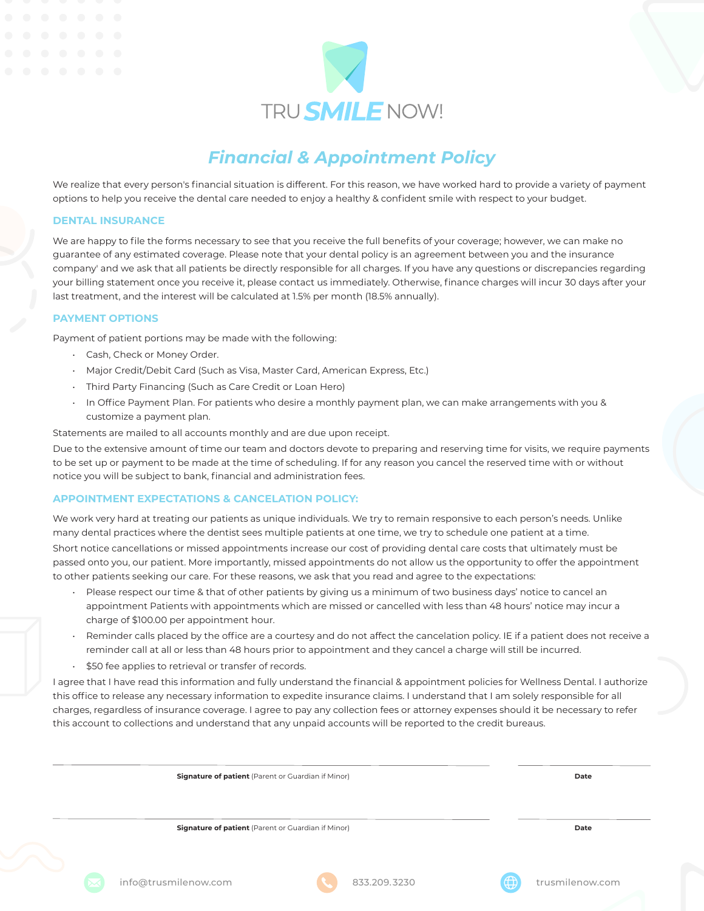# TRU SMILE NOW!

## *Financial & Appointment Policy*

We realize that every person's financial situation is different. For this reason, we have worked hard to provide a variety of payment options to help you receive the dental care needed to enjoy a healthy & confident smile with respect to your budget.

### DENTAL INSURANCE

We are happy to file the forms necessary to see that you receive the full benefits of your coverage; however, we can make no guarantee of any estimated coverage. Please note that your dental policy is an agreement between you and the insurance company' and we ask that all patients be directly responsible for all charges. If you have any questions or discrepancies regarding your billing statement once you receive it, please contact us immediately. Otherwise, finance charges will incur 30 days after your last treatment, and the interest will be calculated at 1.5% per month (18.5% annually).

### PAYMENT OPTIONS

Payment of patient portions may be made with the following:

- Cash, Check or Money Order.
- Major Credit/Debit Card (Such as Visa, Master Card, American Express, Etc.)
- Third Party Financing (Such as Care Credit or Loan Hero)
- In Office Payment Plan. For patients who desire a monthly payment plan, we can make arrangements with you & customize a payment plan.

Statements are mailed to all accounts monthly and are due upon receipt.

Due to the extensive amount of time our team and doctors devote to preparing and reserving time for visits, we require payments to be set up or payment to be made at the time of scheduling. If for any reason you cancel the reserved time with or without notice you will be subject to bank, financial and administration fees.

### APPOINTMENT EXPECTATIONS & CANCELATION POLICY:

We work very hard at treating our patients as unique individuals. We try to remain responsive to each person's needs. Unlike many dental practices where the dentist sees multiple patients at one time, we try to schedule one patient at a time.

Short notice cancellations or missed appointments increase our cost of providing dental care costs that ultimately must be passed onto you, our patient. More importantly, missed appointments do not allow us the opportunity to offer the appointment to other patients seeking our care. For these reasons, we ask that you read and agree to the expectations:

- Please respect our time & that of other patients by giving us a minimum of two business days' notice to cancel an appointment Patients with appointments which are missed or cancelled with less than 48 hours' notice may incur a charge of $100.00 per appointment hour.
- Reminder calls placed by the office are a courtesy and do not affect the cancelation policy. IE if a patient does not receive a reminder call at all or less than 48 hours prior to appointment and they cancel a charge will still be incurred.
- $50 fee applies to retrieval or transfer of records.

I agree that I have read this information and fully understand the financial & appointment policies for Wellness Dental. I authorize this office to release any necessary information to expedite insurance claims. I understand that I am solely responsible for all charges, regardless of insurance coverage. I agree to pay any collection fees or attorney expenses should it be necessary to refer this account to collections and understand that any unpaid accounts will be reported to the credit bureaus.

______________________________ ______________

**Signature of patient** (Parent or Guardian if Minor) **Date**

______________________________ ______________

**Signature of patient** (Parent or Guardian if Minor) **Date**

info@trusmilenow.com 833.209.3230 trusmilenow.com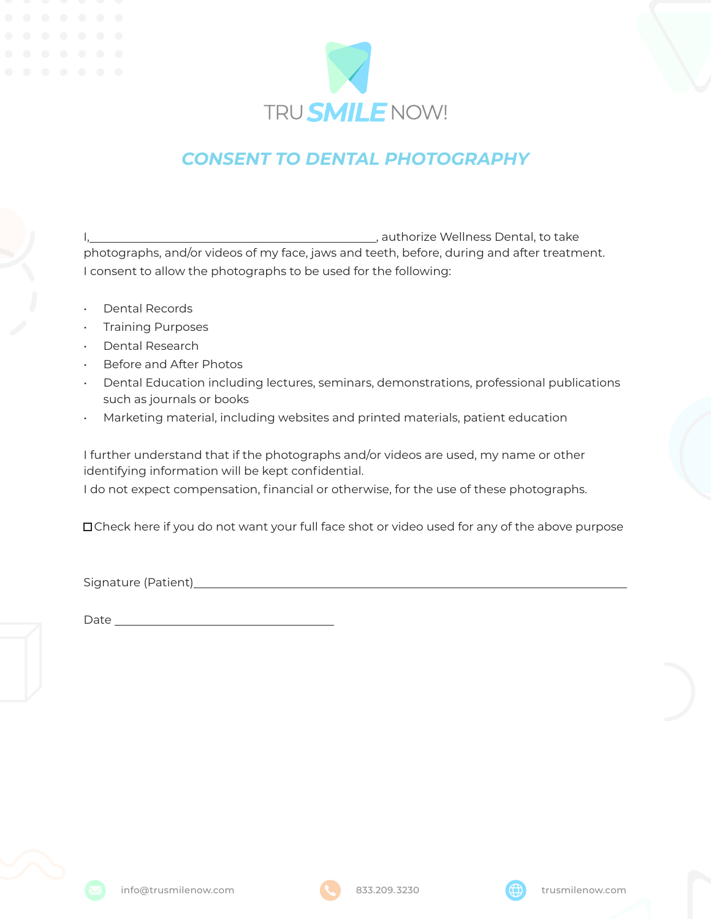TRU SMILE NOW!

# CONSENT TO DENTAL PHOTOGRAPHY

I,_______________________________________________, authorize Wellness Dental, to take photographs, and/or videos of my face, jaws and teeth, before, during and after treatment. I consent to allow the photographs to be used for the following:

- Dental Records
- Training Purposes
- Dental Research
- Before and After Photos
- Dental Education including lectures, seminars, demonstrations, professional publications such as journals or books
- Marketing material, including websites and printed materials, patient education

I further understand that if the photographs and/or videos are used, my name or other identifying information will be kept confidential.
I do not expect compensation, financial or otherwise, for the use of these photographs.

☐ Check here if you do not want your full face shot or video used for any of the above purpose

Signature (Patient)_______________________________________________

Date ______________________________

info@trusmilenow.com 833.209.3230 trusmilenow.com